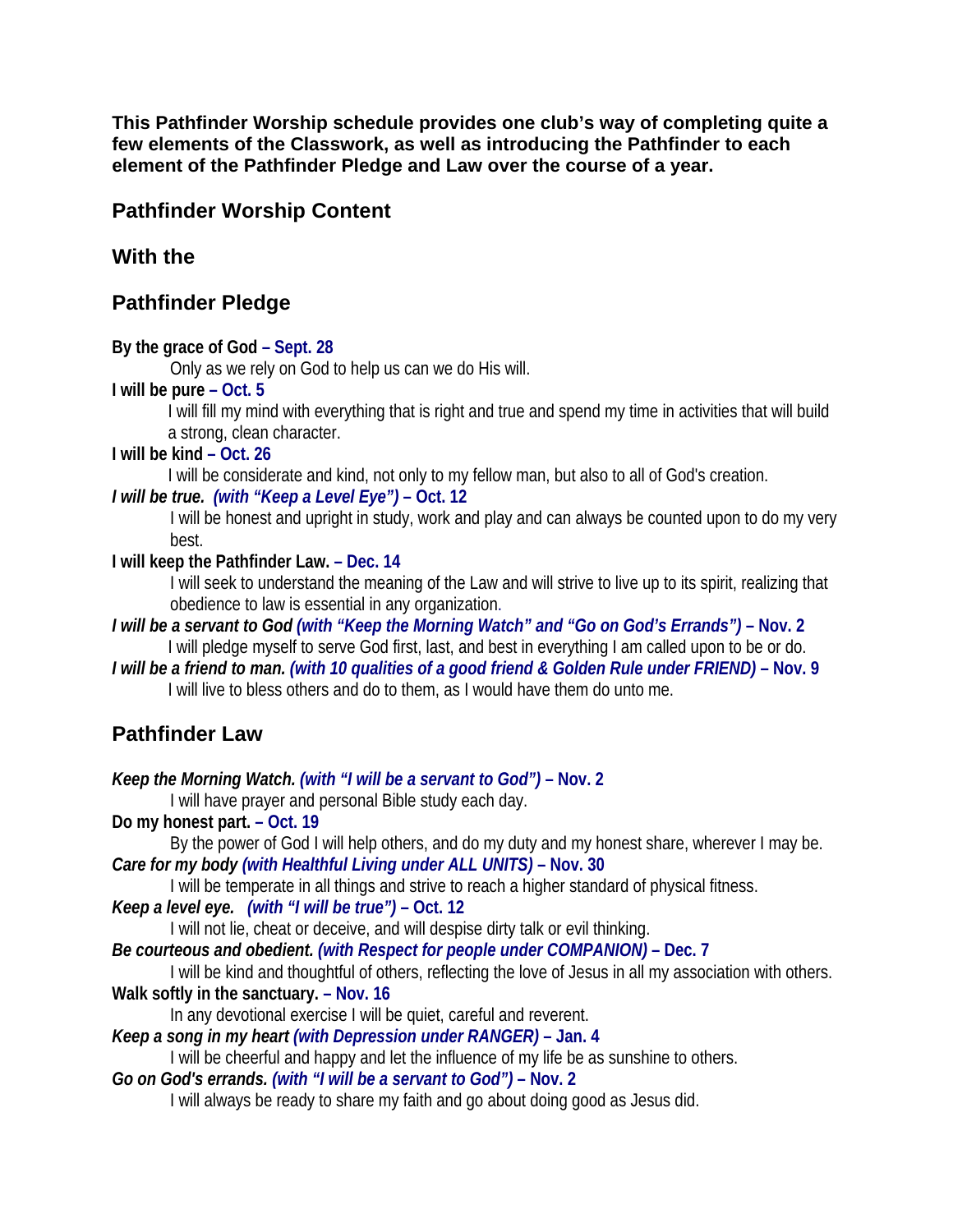**This Pathfinder Worship schedule provides one club's way of completing quite a few elements of the Classwork, as well as introducing the Pathfinder to each element of the Pathfinder Pledge and Law over the course of a year.**

## Pathfinder Worship Content

## With the

## Pathfinder Pledge

**By the grace of God – Sept. 28**

Only as we rely on God to help us can we do His will.

**I will be pure – Oct. 5**

I will fill my mind with everything that is right and true and spend my time in activities that will build a strong, clean character.

**I will be kind – Oct. 26**

I will be considerate and kind, not only to my fellow man, but also to all of God's creation.

***I will be true. (with "Keep a Level Eye") – Oct. 12***

I will be honest and upright in study, work and play and can always be counted upon to do my very best.

**I will keep the Pathfinder Law. – Dec. 14**

I will seek to understand the meaning of the Law and will strive to live up to its spirit, realizing that obedience to law is essential in any organization.

***I will be a servant to God (with "Keep the Morning Watch" and "Go on God's Errands") – Nov. 2***

I will pledge myself to serve God first, last, and best in everything I am called upon to be or do.

***I will be a friend to man. (with 10 qualities of a good friend & Golden Rule under FRIEND) – Nov. 9***

I will live to bless others and do to them, as I would have them do unto me.

## Pathfinder Law

***Keep the Morning Watch. (with "I will be a servant to God") – Nov. 2***

I will have prayer and personal Bible study each day.

**Do my honest part. – Oct. 19**

By the power of God I will help others, and do my duty and my honest share, wherever I may be.

***Care for my body (with Healthful Living under ALL UNITS) – Nov. 30***

I will be temperate in all things and strive to reach a higher standard of physical fitness.

***Keep a level eye. (with "I will be true") – Oct. 12***

I will not lie, cheat or deceive, and will despise dirty talk or evil thinking.

***Be courteous and obedient. (with Respect for people under COMPANION) – Dec. 7***

I will be kind and thoughtful of others, reflecting the love of Jesus in all my association with others.

**Walk softly in the sanctuary. – Nov. 16**

In any devotional exercise I will be quiet, careful and reverent.

***Keep a song in my heart (with Depression under RANGER) – Jan. 4***

I will be cheerful and happy and let the influence of my life be as sunshine to others.

***Go on God's errands. (with "I will be a servant to God") – Nov. 2***

I will always be ready to share my faith and go about doing good as Jesus did.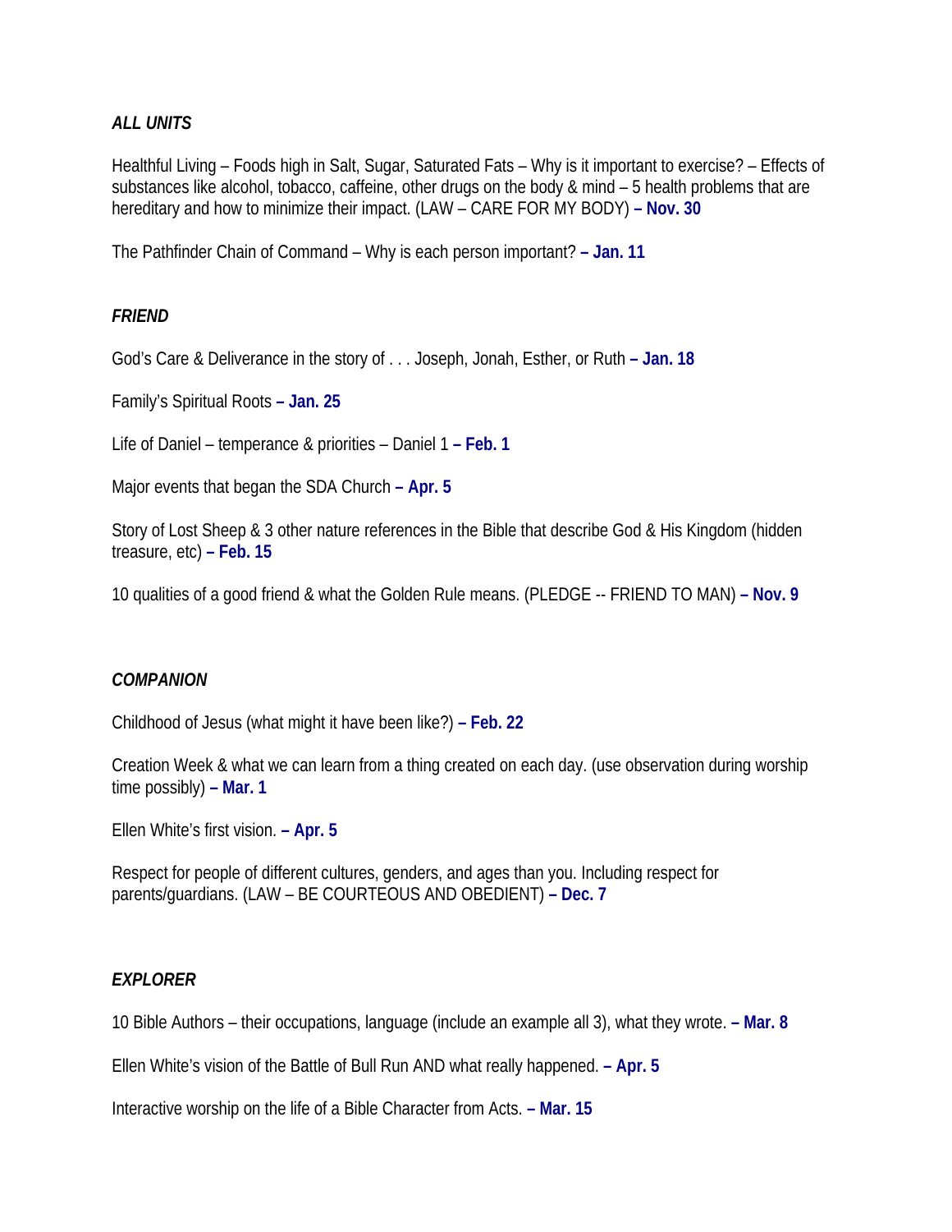### *ALL UNITS*

Healthful Living – Foods high in Salt, Sugar, Saturated Fats – Why is it important to exercise? – Effects of substances like alcohol, tobacco, caffeine, other drugs on the body & mind – 5 health problems that are hereditary and how to minimize their impact. (LAW – CARE FOR MY BODY) **– Nov. 30**

The Pathfinder Chain of Command – Why is each person important? **– Jan. 11**

### *FRIEND*

God's Care & Deliverance in the story of . . . Joseph, Jonah, Esther, or Ruth **– Jan. 18**

Family's Spiritual Roots **– Jan. 25**

Life of Daniel – temperance & priorities – Daniel 1 **– Feb. 1**

Major events that began the SDA Church **– Apr. 5**

Story of Lost Sheep & 3 other nature references in the Bible that describe God & His Kingdom (hidden treasure, etc) **– Feb. 15**

10 qualities of a good friend & what the Golden Rule means. (PLEDGE -- FRIEND TO MAN) **– Nov. 9**

### *COMPANION*

Childhood of Jesus (what might it have been like?) **– Feb. 22**

Creation Week & what we can learn from a thing created on each day. (use observation during worship time possibly) **– Mar. 1**

Ellen White's first vision. **– Apr. 5**

Respect for people of different cultures, genders, and ages than you. Including respect for parents/guardians. (LAW – BE COURTEOUS AND OBEDIENT) **– Dec. 7**

### *EXPLORER*

10 Bible Authors – their occupations, language (include an example all 3), what they wrote. **– Mar. 8**

Ellen White's vision of the Battle of Bull Run AND what really happened. **– Apr. 5**

Interactive worship on the life of a Bible Character from Acts. **– Mar. 15**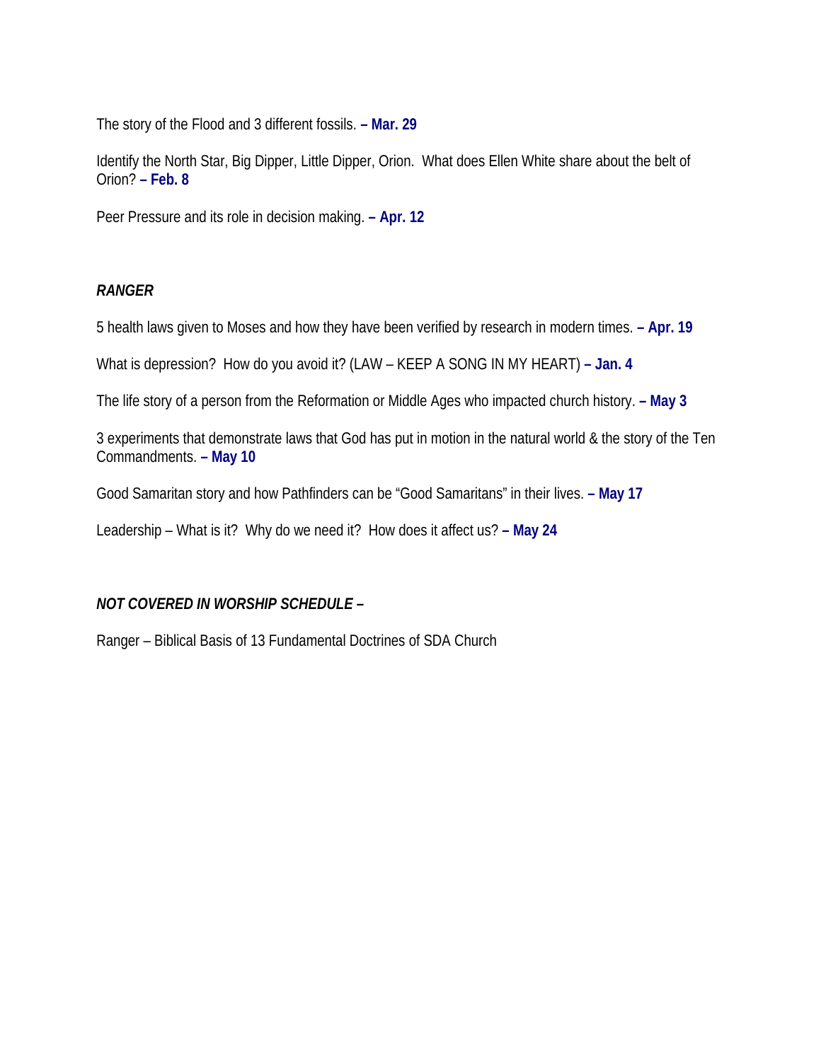The story of the Flood and 3 different fossils. **– Mar. 29**

Identify the North Star, Big Dipper, Little Dipper, Orion. What does Ellen White share about the belt of Orion? **– Feb. 8**

Peer Pressure and its role in decision making. **– Apr. 12**

***RANGER***

5 health laws given to Moses and how they have been verified by research in modern times. **– Apr. 19**

What is depression? How do you avoid it? (LAW – KEEP A SONG IN MY HEART) **– Jan. 4**

The life story of a person from the Reformation or Middle Ages who impacted church history. **– May 3**

3 experiments that demonstrate laws that God has put in motion in the natural world & the story of the Ten Commandments. **– May 10**

Good Samaritan story and how Pathfinders can be "Good Samaritans" in their lives. **– May 17**

Leadership – What is it? Why do we need it? How does it affect us? **– May 24**

***NOT COVERED IN WORSHIP SCHEDULE –***

Ranger – Biblical Basis of 13 Fundamental Doctrines of SDA Church